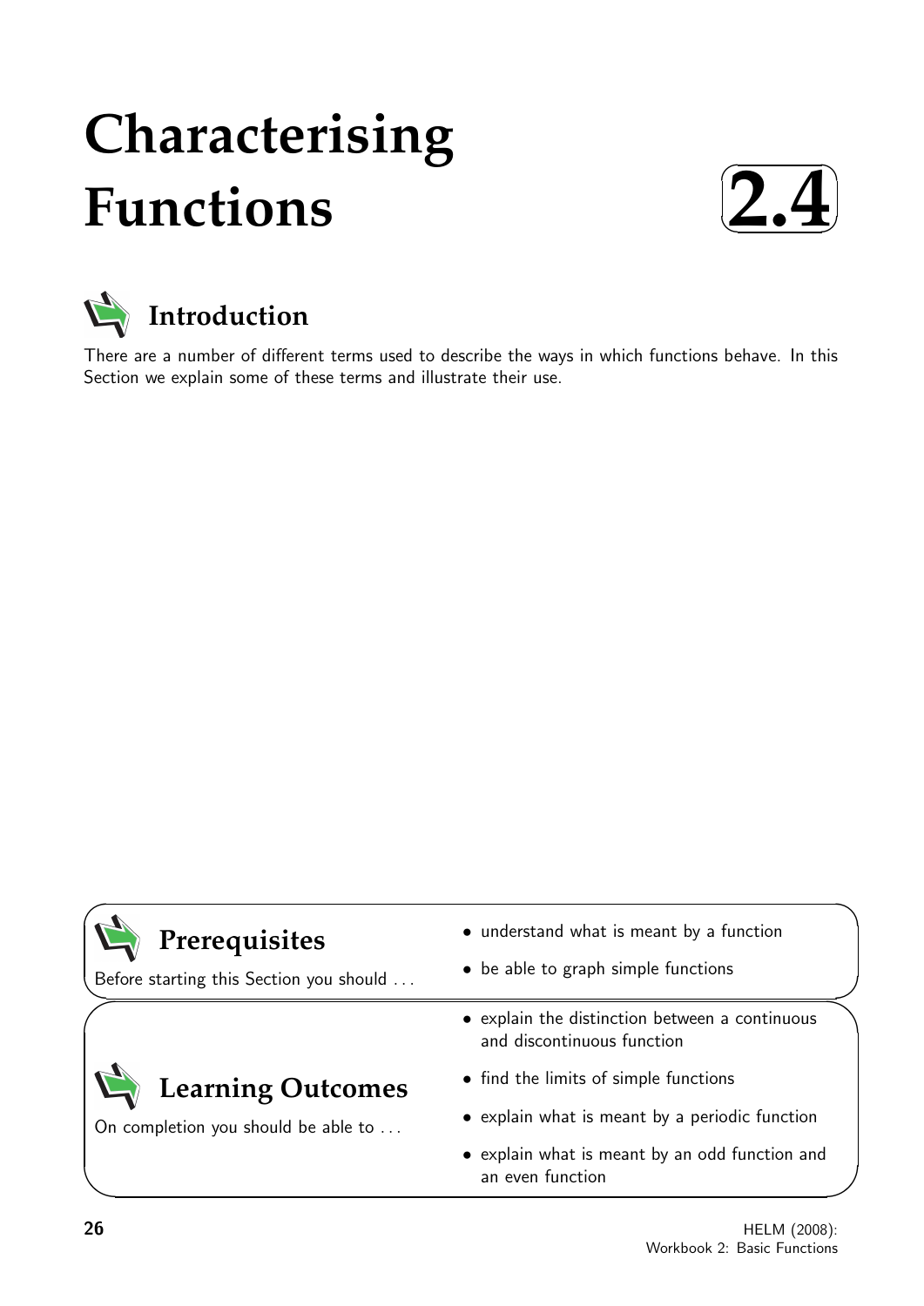# Characterising Functions

**2.4**

## Introduction

There are a number of different terms used to describe the ways in which functions behave. In this Section we explain some of these terms and illustrate their use.

## Prerequisites

Before starting this Section you should ...

- understand what is meant by a function
- be able to graph simple functions

## Learning Outcomes

On completion you should be able to ...

- explain the distinction between a continuous and discontinuous function
- find the limits of simple functions
- explain what is meant by a periodic function
- explain what is meant by an odd function and an even function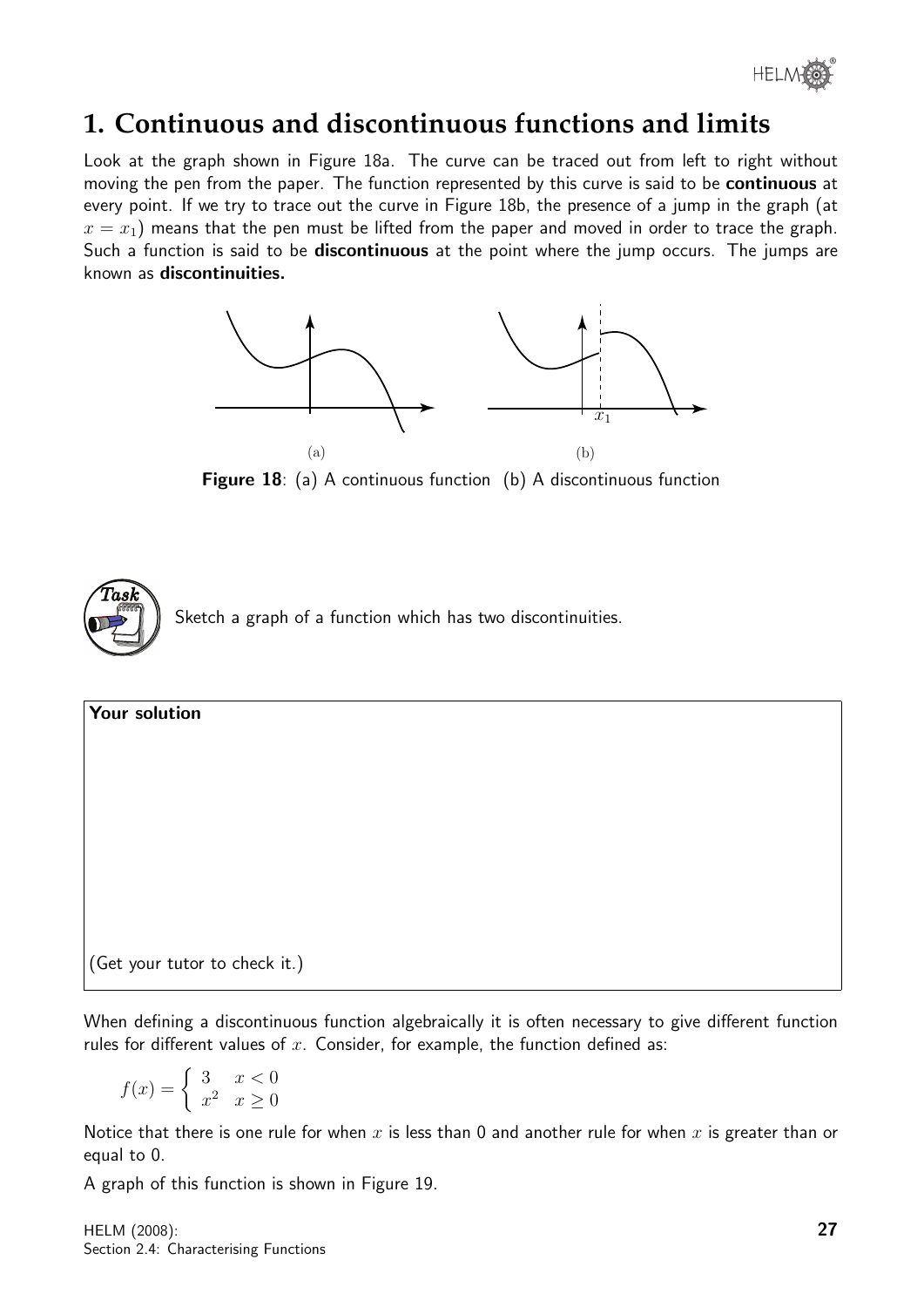# 1. Continuous and discontinuous functions and limits

Look at the graph shown in Figure 18a. The curve can be traced out from left to right without moving the pen from the paper. The function represented by this curve is said to be **continuous** at every point. If we try to trace out the curve in Figure 18b, the presence of a jump in the graph (at $x = x_1$) means that the pen must be lifted from the paper and moved in order to trace the graph. Such a function is said to be **discontinuous** at the point where the jump occurs. The jumps are known as **discontinuities.**

**Figure 18**: (a) A continuous function (b) A discontinuous function

**Task**

Sketch a graph of a function which has two discontinuities.

**Your solution**

(Get your tutor to check it.)

When defining a discontinuous function algebraically it is often necessary to give different function rules for different values of $x$. Consider, for example, the function defined as:

$$f(x) = \begin{cases} 3 & x < 0 \\ x^2 & x \geq 0 \end{cases}$$

Notice that there is one rule for when $x$ is less than 0 and another rule for when $x$ is greater than or equal to 0.

A graph of this function is shown in Figure 19.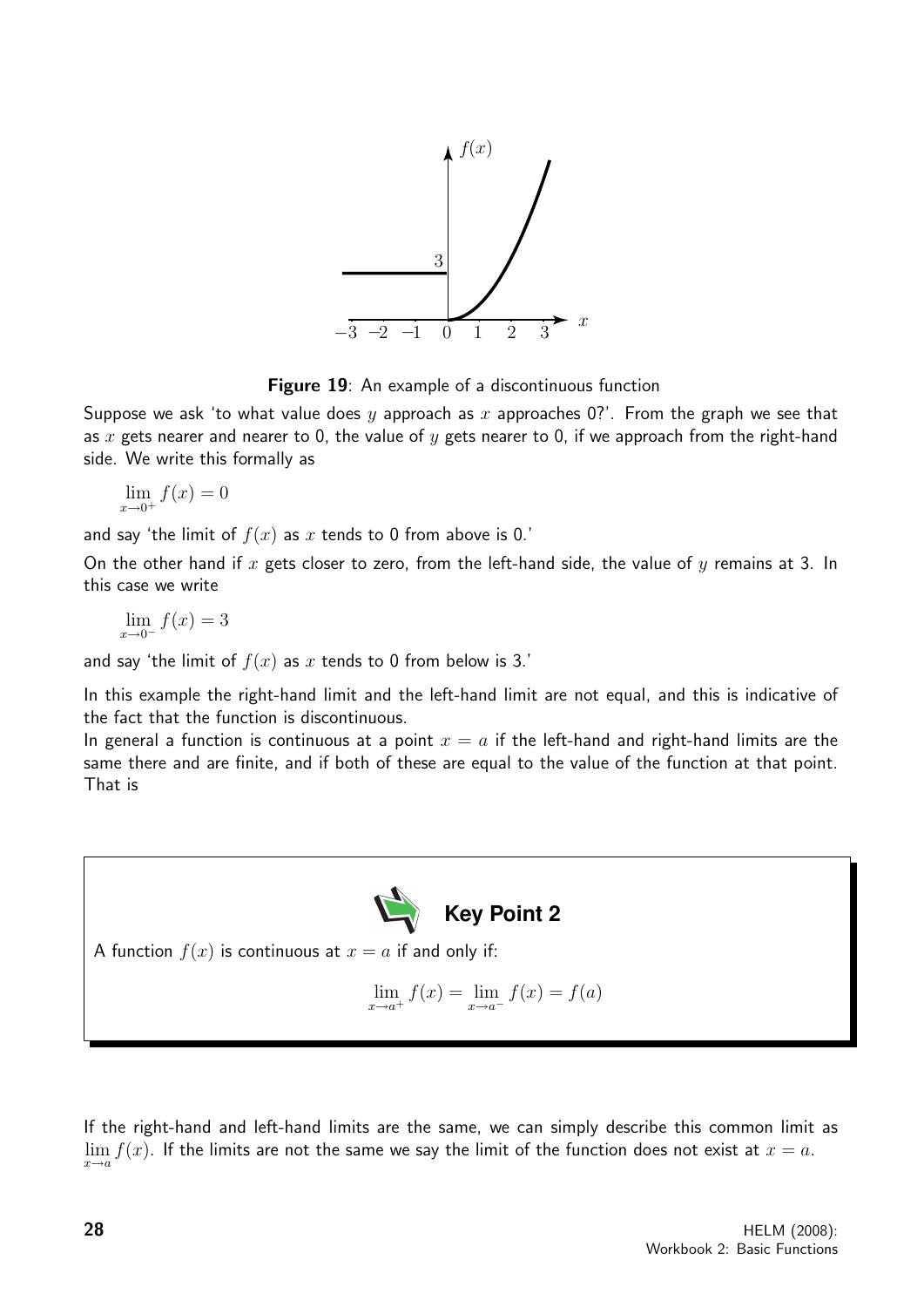**Figure 19**: An example of a discontinuous function

Suppose we ask 'to what value does $y$ approach as $x$ approaches 0?'. From the graph we see that as $x$ gets nearer and nearer to 0, the value of $y$ gets nearer to 0, if we approach from the right-hand side. We write this formally as

$$\lim_{x \to 0^+} f(x) = 0$$

and say 'the limit of $f(x)$ as $x$ tends to 0 from above is 0.'

On the other hand if $x$ gets closer to zero, from the left-hand side, the value of $y$ remains at 3. In this case we write

$$\lim_{x \to 0^-} f(x) = 3$$

and say 'the limit of $f(x)$ as $x$ tends to 0 from below is 3.'

In this example the right-hand limit and the left-hand limit are not equal, and this is indicative of the fact that the function is discontinuous.

In general a function is continuous at a point $x = a$ if the left-hand and right-hand limits are the same there and are finite, and if both of these are equal to the value of the function at that point. That is

**Key Point 2**

A function $f(x)$ is continuous at $x = a$ if and only if:

$$\lim_{x \to a^+} f(x) = \lim_{x \to a^-} f(x) = f(a)$$

If the right-hand and left-hand limits are the same, we can simply describe this common limit as $\lim_{x \to a} f(x)$. If the limits are not the same we say the limit of the function does not exist at $x = a$.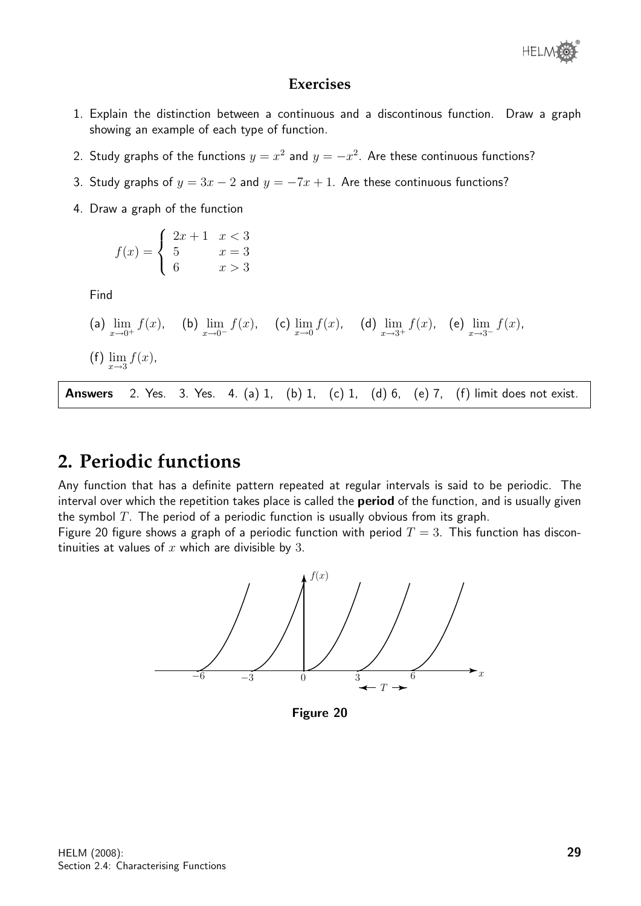### Exercises

1. Explain the distinction between a continuous and a discontinous function. Draw a graph showing an example of each type of function.

2. Study graphs of the functions $y = x^2$ and $y = -x^2$. Are these continuous functions?

3. Study graphs of $y = 3x - 2$ and $y = -7x + 1$. Are these continuous functions?

4. Draw a graph of the function

$$f(x) = \begin{cases} 2x+1 & x < 3 \\ 5 & x = 3 \\ 6 & x > 3 \end{cases}$$

Find

(a) $\lim_{x \to 0^+} f(x)$, (b) $\lim_{x \to 0^-} f(x)$, (c) $\lim_{x \to 0} f(x)$, (d) $\lim_{x \to 3^+} f(x)$, (e) $\lim_{x \to 3^-} f(x)$,

(f) $\lim_{x \to 3} f(x)$,

**Answers** 2. Yes. 3. Yes. 4. (a) 1, (b) 1, (c) 1, (d) 6, (e) 7, (f) limit does not exist.

## 2. Periodic functions

Any function that has a definite pattern repeated at regular intervals is said to be periodic. The interval over which the repetition takes place is called the **period** of the function, and is usually given the symbol $T$. The period of a periodic function is usually obvious from its graph.

Figure 20 figure shows a graph of a periodic function with period $T = 3$. This function has discontinuities at values of $x$ which are divisible by 3.

**Figure 20**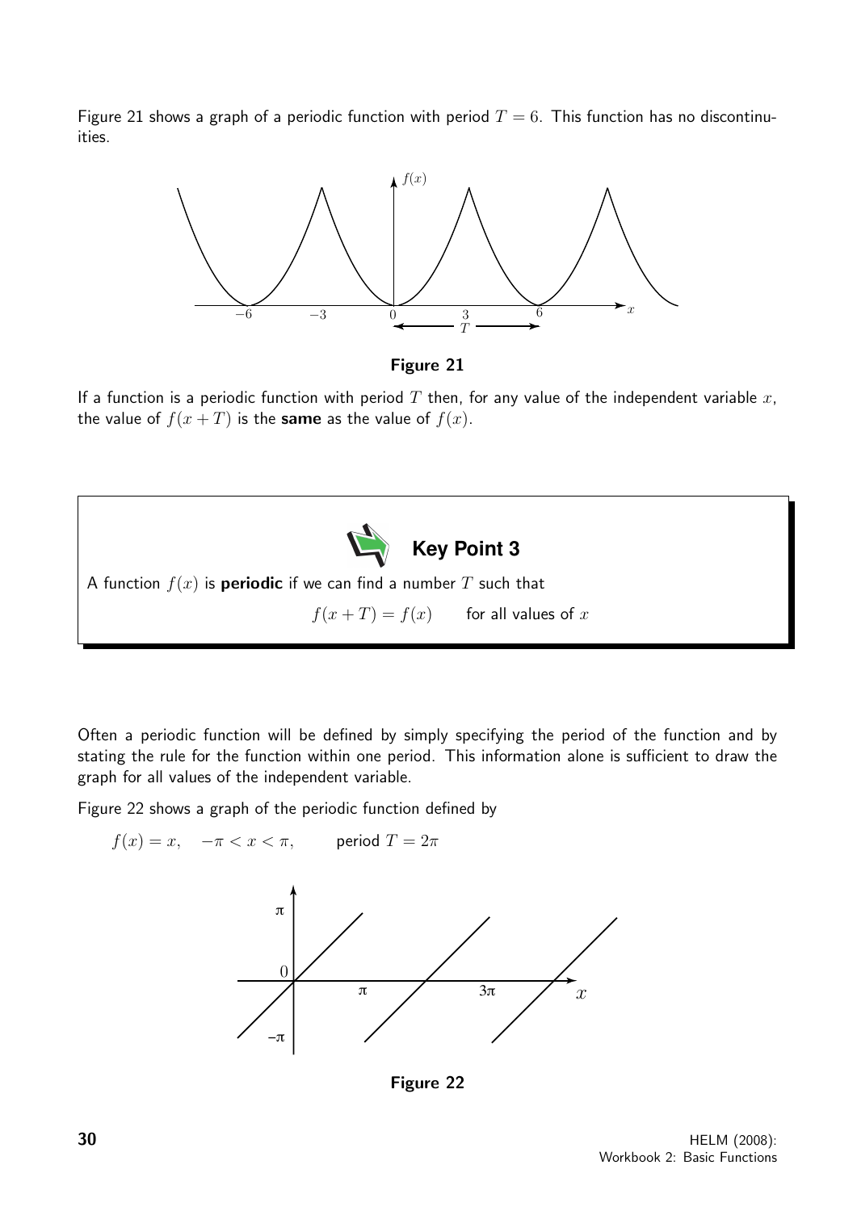Figure 21 shows a graph of a periodic function with period $T = 6$. This function has no discontinuities.

Figure 21

If a function is a periodic function with period $T$ then, for any value of the independent variable $x$, the value of $f(x + T)$ is the **same** as the value of $f(x)$.

**Key Point 3**

A function $f(x)$ is **periodic** if we can find a number $T$ such that

$$f(x + T) = f(x) \qquad \text{for all values of } x$$

Often a periodic function will be defined by simply specifying the period of the function and by stating the rule for the function within one period. This information alone is sufficient to draw the graph for all values of the independent variable.

Figure 22 shows a graph of the periodic function defined by

$$f(x) = x, \quad -\pi < x < \pi, \qquad \text{period } T = 2\pi$$

Figure 22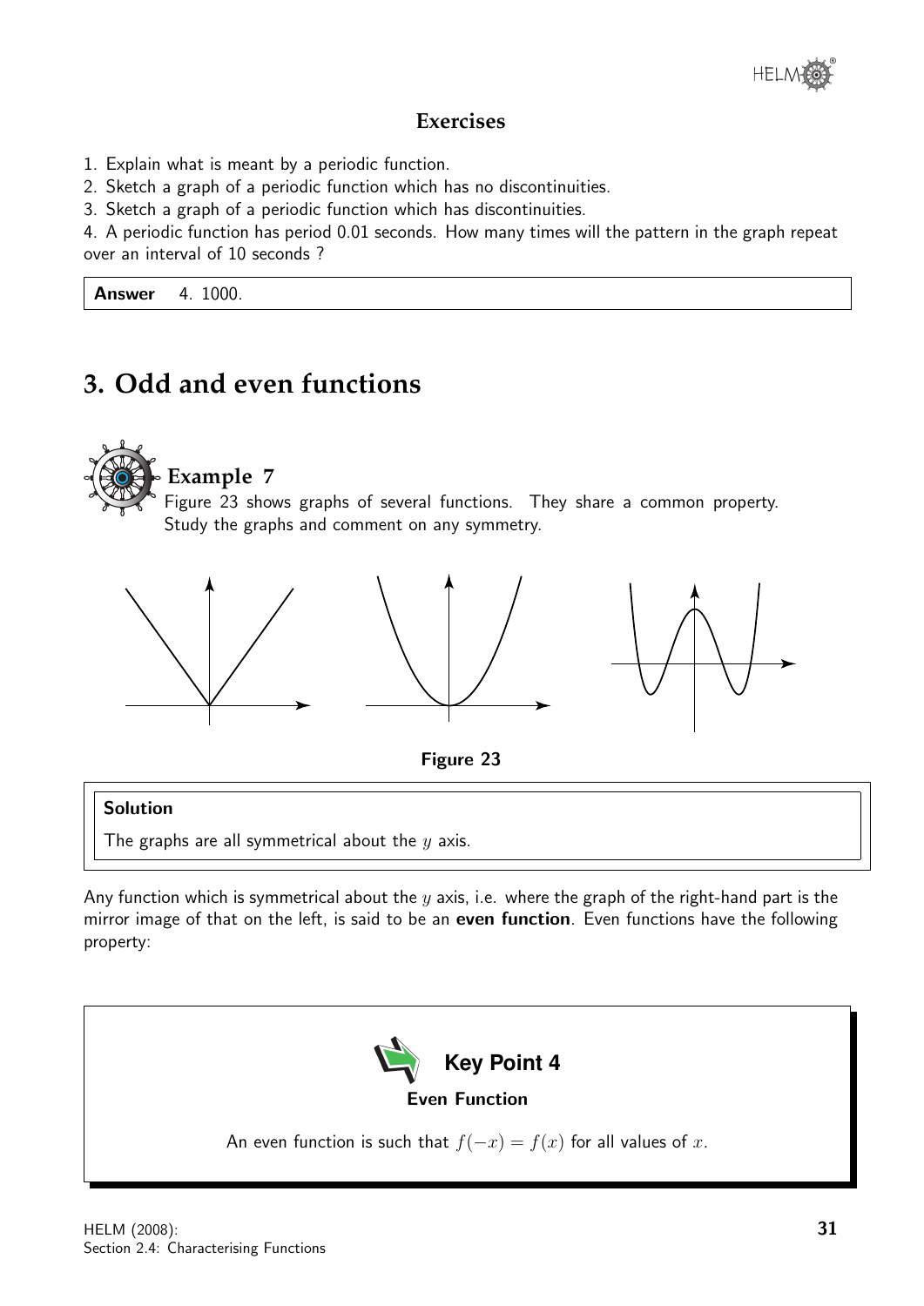## Exercises

1. Explain what is meant by a periodic function.
2. Sketch a graph of a periodic function which has no discontinuities.
3. Sketch a graph of a periodic function which has discontinuities.
4. A periodic function has period 0.01 seconds. How many times will the pattern in the graph repeat over an interval of 10 seconds ?

**Answer** 4. 1000.

# 3. Odd and even functions

## Example 7

Figure 23 shows graphs of several functions. They share a common property. Study the graphs and comment on any symmetry.

**Figure 23**

**Solution**

The graphs are all symmetrical about the $y$ axis.

Any function which is symmetrical about the $y$ axis, i.e. where the graph of the right-hand part is the mirror image of that on the left, is said to be an **even function**. Even functions have the following property:

**Key Point 4**

**Even Function**

An even function is such that $f(-x) = f(x)$ for all values of $x$.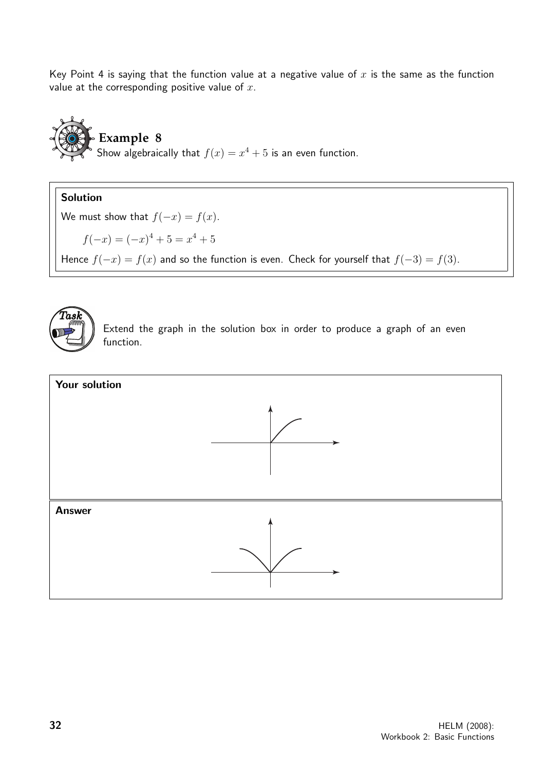Key Point 4 is saying that the function value at a negative value of $x$ is the same as the function value at the corresponding positive value of $x$.

**Example 8**

Show algebraically that $f(x) = x^4 + 5$ is an even function.

**Solution**

We must show that $f(-x) = f(x)$.

$$f(-x) = (-x)^4 + 5 = x^4 + 5$$

Hence $f(-x) = f(x)$ and so the function is even. Check for yourself that $f(-3) = f(3)$.

**Task**

Extend the graph in the solution box in order to produce a graph of an even function.

**Your solution**

**Answer**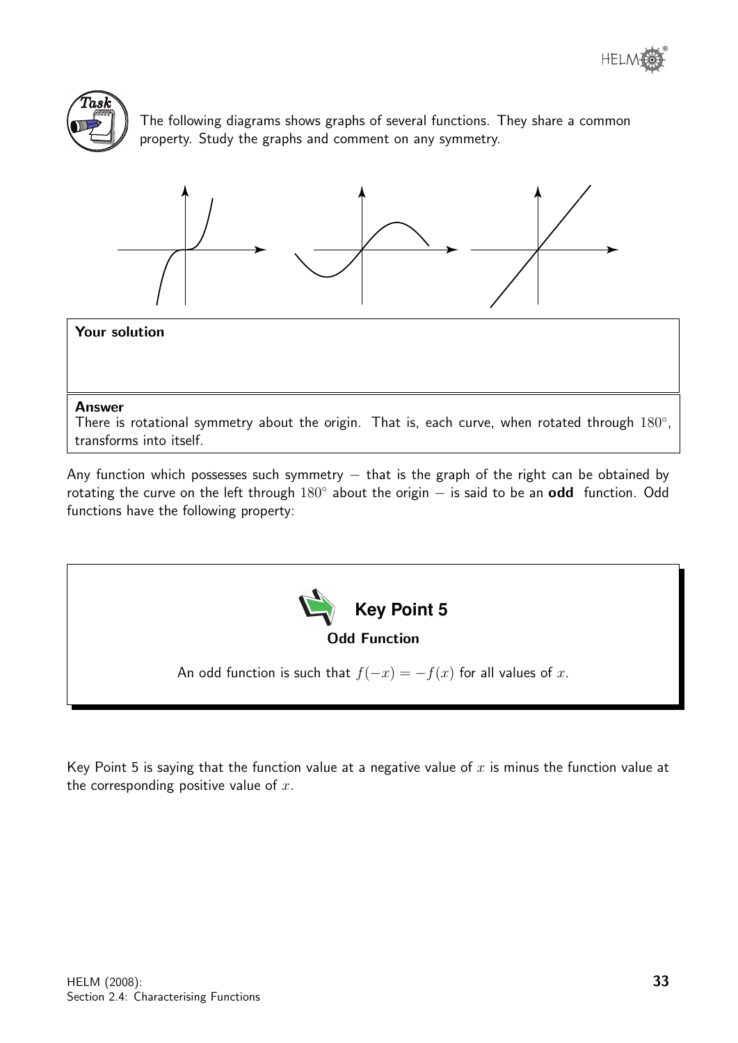**Task**

The following diagrams shows graphs of several functions. They share a common property. Study the graphs and comment on any symmetry.

**Your solution**

**Answer**

There is rotational symmetry about the origin. That is, each curve, when rotated through $180°$, transforms into itself.

Any function which possesses such symmetry $-$ that is the graph of the right can be obtained by rotating the curve on the left through $180°$ about the origin $-$ is said to be an **odd** function. Odd functions have the following property:

**Key Point 5**

**Odd Function**

An odd function is such that $f(-x) = -f(x)$ for all values of $x$.

Key Point 5 is saying that the function value at a negative value of $x$ is minus the function value at the corresponding positive value of $x$.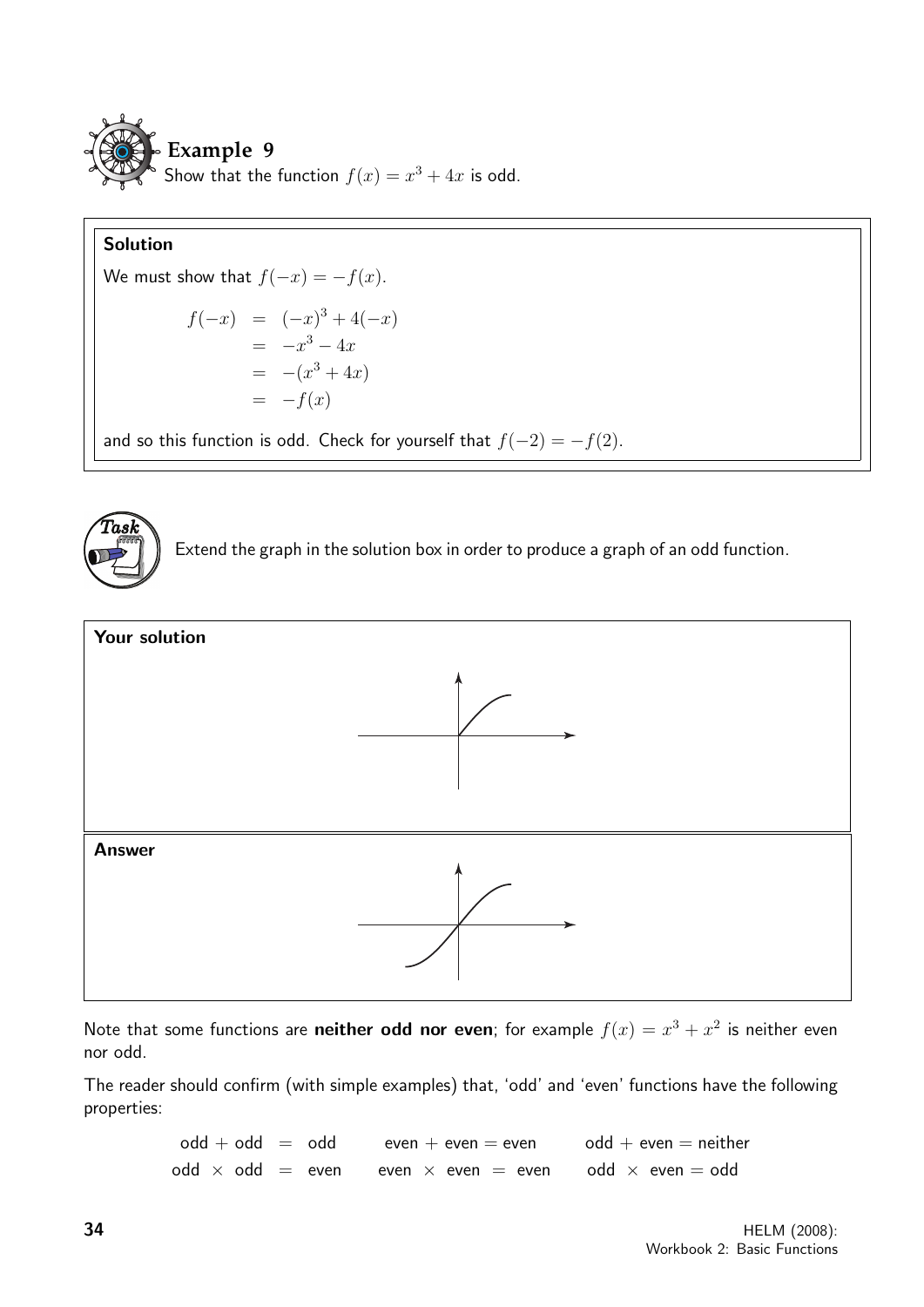## Example 9

Show that the function $f(x) = x^3 + 4x$ is odd.

**Solution**

We must show that $f(-x) = -f(x)$.

$$\begin{aligned} f(-x) &= (-x)^3 + 4(-x) \\ &= -x^3 - 4x \\ &= -(x^3 + 4x) \\ &= -f(x) \end{aligned}$$

and so this function is odd. Check for yourself that $f(-2) = -f(2)$.

**Task**

Extend the graph in the solution box in order to produce a graph of an odd function.

**Your solution**

**Answer**

Note that some functions are **neither odd nor even**; for example $f(x) = x^3 + x^2$ is neither even nor odd.

The reader should confirm (with simple examples) that, 'odd' and 'even' functions have the following properties:

| | | |
|---|---|---|
| odd + odd = odd | even + even = even | odd + even = neither |
| odd × odd = even | even × even = even | odd × even = odd |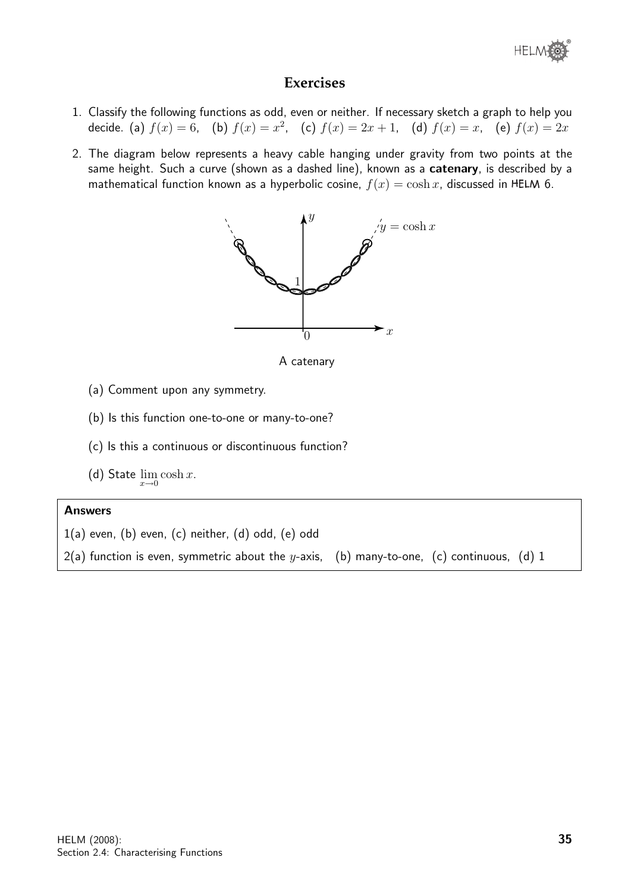## Exercises

1. Classify the following functions as odd, even or neither. If necessary sketch a graph to help you decide. (a) $f(x) = 6$, (b) $f(x) = x^2$, (c) $f(x) = 2x + 1$, (d) $f(x) = x$, (e) $f(x) = 2x$

2. The diagram below represents a heavy cable hanging under gravity from two points at the same height. Such a curve (shown as a dashed line), known as a **catenary**, is described by a mathematical function known as a hyperbolic cosine, $f(x) = \cosh x$, discussed in HELM 6.

$y$

$y = \cosh x$

1

0

$x$

A catenary

(a) Comment upon any symmetry.

(b) Is this function one-to-one or many-to-one?

(c) Is this a continuous or discontinuous function?

(d) State $\lim_{x \to 0} \cosh x$.

**Answers**

1(a) even, (b) even, (c) neither, (d) odd, (e) odd

2(a) function is even, symmetric about the $y$-axis, (b) many-to-one, (c) continuous, (d) 1